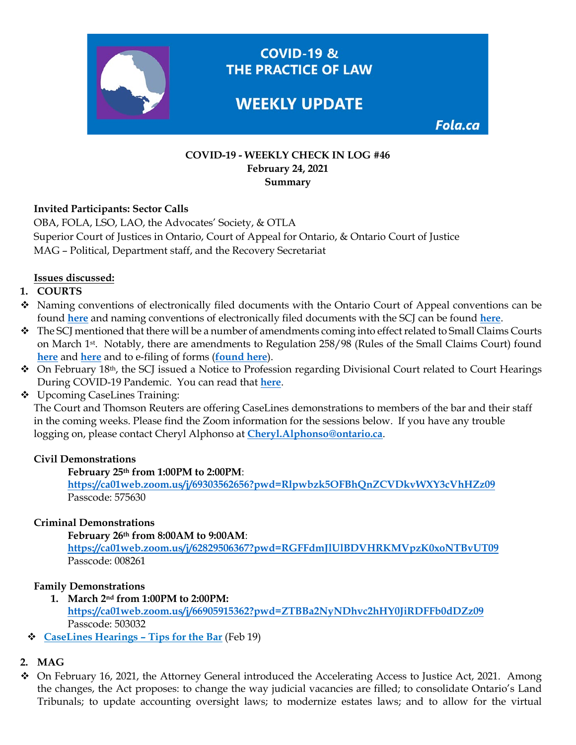COVID-19 & THE PRACTICE OF LAW

WEEKLY UPDATE

Fola.ca

**COVID-19 - WEEKLY CHECK IN LOG #46**
**February 24, 2021**
**Summary**

**Invited Participants: Sector Calls**
OBA, FOLA, LSO, LAO, the Advocates' Society, & OTLA
Superior Court of Justices in Ontario, Court of Appeal for Ontario, & Ontario Court of Justice
MAG – Political, Department staff, and the Recovery Secretariat

**Issues discussed:**

1. **COURTS**

- Naming conventions of electronically filed documents with the Ontario Court of Appeal conventions can be found **here** and naming conventions of electronically filed documents with the SCJ can be found **here**.
- The SCJ mentioned that there will be a number of amendments coming into effect related to Small Claims Courts on March 1st. Notably, there are amendments to Regulation 258/98 (Rules of the Small Claims Court) found **here** and **here** and to e-filing of forms (**found here**).
- On February 18th, the SCJ issued a Notice to Profession regarding Divisional Court related to Court Hearings During COVID-19 Pandemic. You can read that **here**.
- Upcoming CaseLines Training:
  The Court and Thomson Reuters are offering CaseLines demonstrations to members of the bar and their staff in the coming weeks. Please find the Zoom information for the sessions below. If you have any trouble logging on, please contact Cheryl Alphonso at **Cheryl.Alphonso@ontario.ca**.

**Civil Demonstrations**

**February 25th from 1:00PM to 2:00PM**:
**https://ca01web.zoom.us/j/69303562656?pwd=Rlpwbzk5OFBhQnZCVDkvWXY3cVhHZz09**
Passcode: 575630

**Criminal Demonstrations**

**February 26th from 8:00AM to 9:00AM**:
**https://ca01web.zoom.us/j/62829506367?pwd=RGFFdmJlUlBDVHRKMVpzK0xoNTBvUT09**
Passcode: 008261

**Family Demonstrations**

1. **March 2nd from 1:00PM to 2:00PM:**
   **https://ca01web.zoom.us/j/66905915362?pwd=ZTBBa2NyNDhvc2hHY0JiRDFFb0dDZz09**
   Passcode: 503032

- **CaseLines Hearings – Tips for the Bar** (Feb 19)

2. **MAG**

- On February 16, 2021, the Attorney General introduced the Accelerating Access to Justice Act, 2021. Among the changes, the Act proposes: to change the way judicial vacancies are filled; to consolidate Ontario's Land Tribunals; to update accounting oversight laws; to modernize estates laws; and to allow for the virtual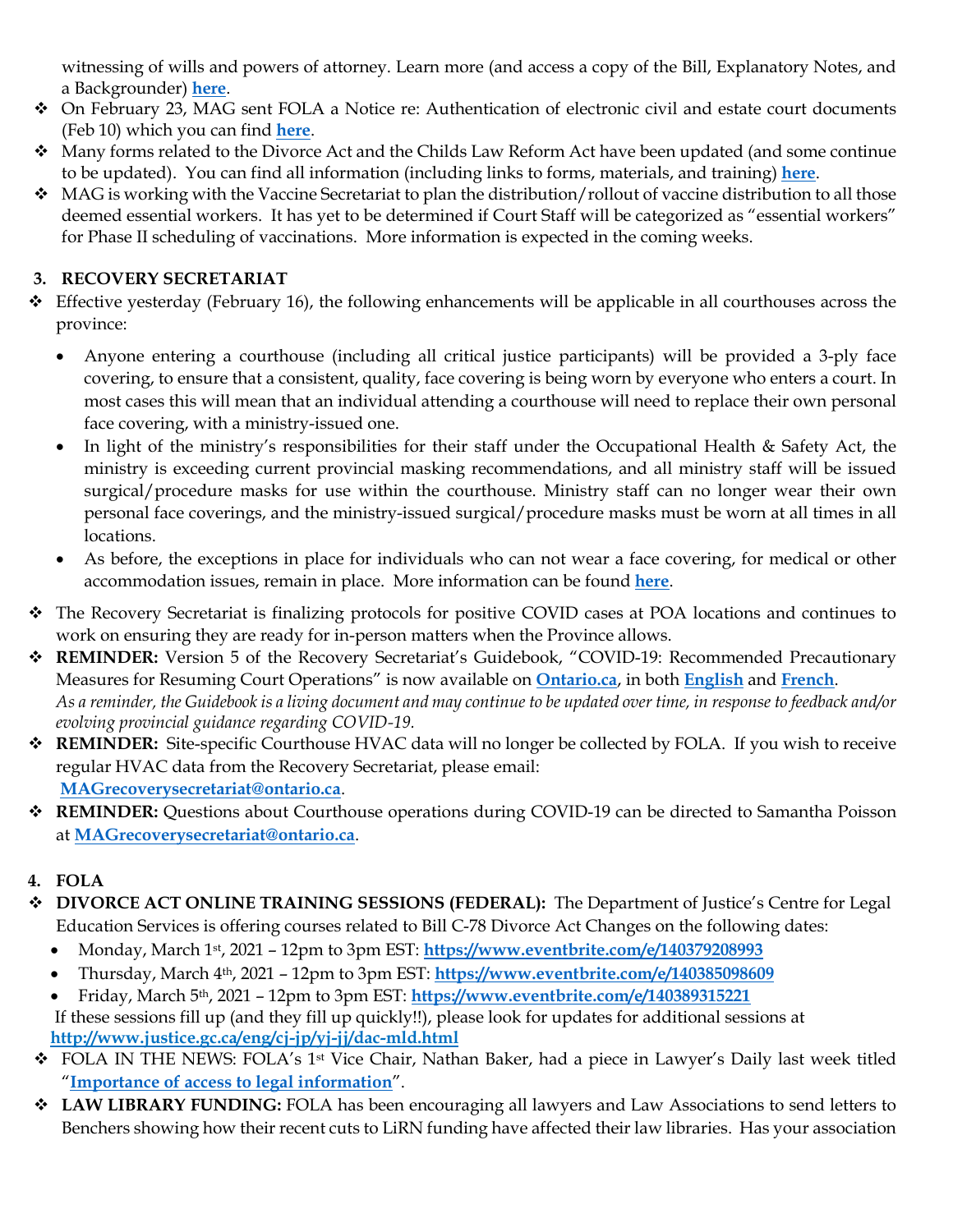witnessing of wills and powers of attorney. Learn more (and access a copy of the Bill, Explanatory Notes, and a Backgrounder) **here**.

- On February 23, MAG sent FOLA a Notice re: Authentication of electronic civil and estate court documents (Feb 10) which you can find **here**.
- Many forms related to the Divorce Act and the Childs Law Reform Act have been updated (and some continue to be updated). You can find all information (including links to forms, materials, and training) **here**.
- MAG is working with the Vaccine Secretariat to plan the distribution/rollout of vaccine distribution to all those deemed essential workers. It has yet to be determined if Court Staff will be categorized as "essential workers" for Phase II scheduling of vaccinations. More information is expected in the coming weeks.

## 3. RECOVERY SECRETARIAT

- Effective yesterday (February 16), the following enhancements will be applicable in all courthouses across the province:
  - Anyone entering a courthouse (including all critical justice participants) will be provided a 3-ply face covering, to ensure that a consistent, quality, face covering is being worn by everyone who enters a court. In most cases this will mean that an individual attending a courthouse will need to replace their own personal face covering, with a ministry-issued one.
  - In light of the ministry's responsibilities for their staff under the Occupational Health & Safety Act, the ministry is exceeding current provincial masking recommendations, and all ministry staff will be issued surgical/procedure masks for use within the courthouse. Ministry staff can no longer wear their own personal face coverings, and the ministry-issued surgical/procedure masks must be worn at all times in all locations.
  - As before, the exceptions in place for individuals who can not wear a face covering, for medical or other accommodation issues, remain in place. More information can be found **here**.
- The Recovery Secretariat is finalizing protocols for positive COVID cases at POA locations and continues to work on ensuring they are ready for in-person matters when the Province allows.
- **REMINDER:** Version 5 of the Recovery Secretariat's Guidebook, "COVID-19: Recommended Precautionary Measures for Resuming Court Operations" is now available on **Ontario.ca**, in both **English** and **French**.
  *As a reminder, the Guidebook is a living document and may continue to be updated over time, in response to feedback and/or evolving provincial guidance regarding COVID-19.*
- **REMINDER:** Site-specific Courthouse HVAC data will no longer be collected by FOLA. If you wish to receive regular HVAC data from the Recovery Secretariat, please email:
  **MAGrecoverysecretariat@ontario.ca**.
- **REMINDER:** Questions about Courthouse operations during COVID-19 can be directed to Samantha Poisson at **MAGrecoverysecretariat@ontario.ca**.

## 4. FOLA

- **DIVORCE ACT ONLINE TRAINING SESSIONS (FEDERAL):** The Department of Justice's Centre for Legal Education Services is offering courses related to Bill C-78 Divorce Act Changes on the following dates:
  - Monday, March 1st, 2021 – 12pm to 3pm EST: **https://www.eventbrite.com/e/140379208993**
  - Thursday, March 4th, 2021 – 12pm to 3pm EST: **https://www.eventbrite.com/e/140385098609**
  - Friday, March 5th, 2021 – 12pm to 3pm EST: **https://www.eventbrite.com/e/140389315221**

  If these sessions fill up (and they fill up quickly!!), please look for updates for additional sessions at **http://www.justice.gc.ca/eng/cj-jp/yj-jj/dac-mld.html**
- FOLA IN THE NEWS: FOLA's 1st Vice Chair, Nathan Baker, had a piece in Lawyer's Daily last week titled "**Importance of access to legal information**".
- **LAW LIBRARY FUNDING:** FOLA has been encouraging all lawyers and Law Associations to send letters to Benchers showing how their recent cuts to LiRN funding have affected their law libraries. Has your association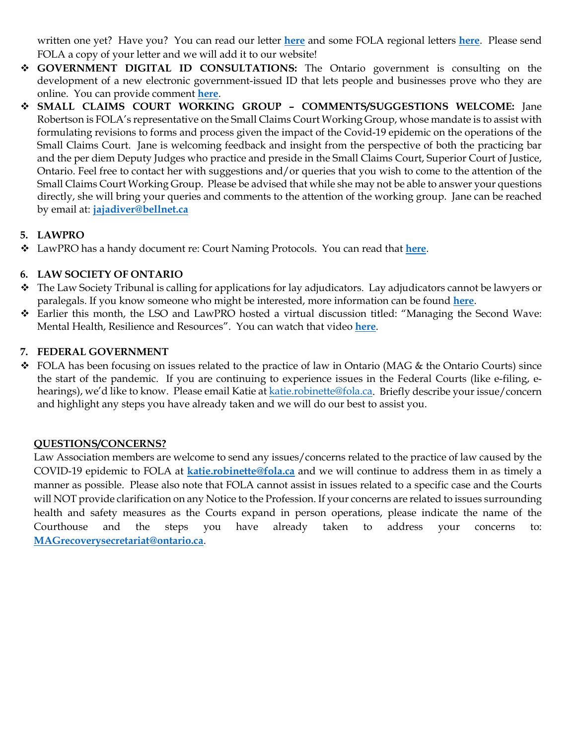written one yet? Have you? You can read our letter **here** and some FOLA regional letters **here**. Please send FOLA a copy of your letter and we will add it to our website!

- **GOVERNMENT DIGITAL ID CONSULTATIONS:** The Ontario government is consulting on the development of a new electronic government-issued ID that lets people and businesses prove who they are online. You can provide comment **here**.
- **SMALL CLAIMS COURT WORKING GROUP – COMMENTS/SUGGESTIONS WELCOME:** Jane Robertson is FOLA's representative on the Small Claims Court Working Group, whose mandate is to assist with formulating revisions to forms and process given the impact of the Covid-19 epidemic on the operations of the Small Claims Court. Jane is welcoming feedback and insight from the perspective of both the practicing bar and the per diem Deputy Judges who practice and preside in the Small Claims Court, Superior Court of Justice, Ontario. Feel free to contact her with suggestions and/or queries that you wish to come to the attention of the Small Claims Court Working Group. Please be advised that while she may not be able to answer your questions directly, she will bring your queries and comments to the attention of the working group. Jane can be reached by email at: **jajadiver@bellnet.ca**

## 5. LAWPRO

- LawPRO has a handy document re: Court Naming Protocols. You can read that **here**.

## 6. LAW SOCIETY OF ONTARIO

- The Law Society Tribunal is calling for applications for lay adjudicators. Lay adjudicators cannot be lawyers or paralegals. If you know someone who might be interested, more information can be found **here**.
- Earlier this month, the LSO and LawPRO hosted a virtual discussion titled: "Managing the Second Wave: Mental Health, Resilience and Resources". You can watch that video **here**.

## 7. FEDERAL GOVERNMENT

- FOLA has been focusing on issues related to the practice of law in Ontario (MAG & the Ontario Courts) since the start of the pandemic. If you are continuing to experience issues in the Federal Courts (like e-filing, e-hearings), we'd like to know. Please email Katie at katie.robinette@fola.ca. Briefly describe your issue/concern and highlight any steps you have already taken and we will do our best to assist you.

**QUESTIONS/CONCERNS?**

Law Association members are welcome to send any issues/concerns related to the practice of law caused by the COVID-19 epidemic to FOLA at **katie.robinette@fola.ca** and we will continue to address them in as timely a manner as possible. Please also note that FOLA cannot assist in issues related to a specific case and the Courts will NOT provide clarification on any Notice to the Profession. If your concerns are related to issues surrounding health and safety measures as the Courts expand in person operations, please indicate the name of the Courthouse and the steps you have already taken to address your concerns to: **MAGrecoverysecretariat@ontario.ca**.